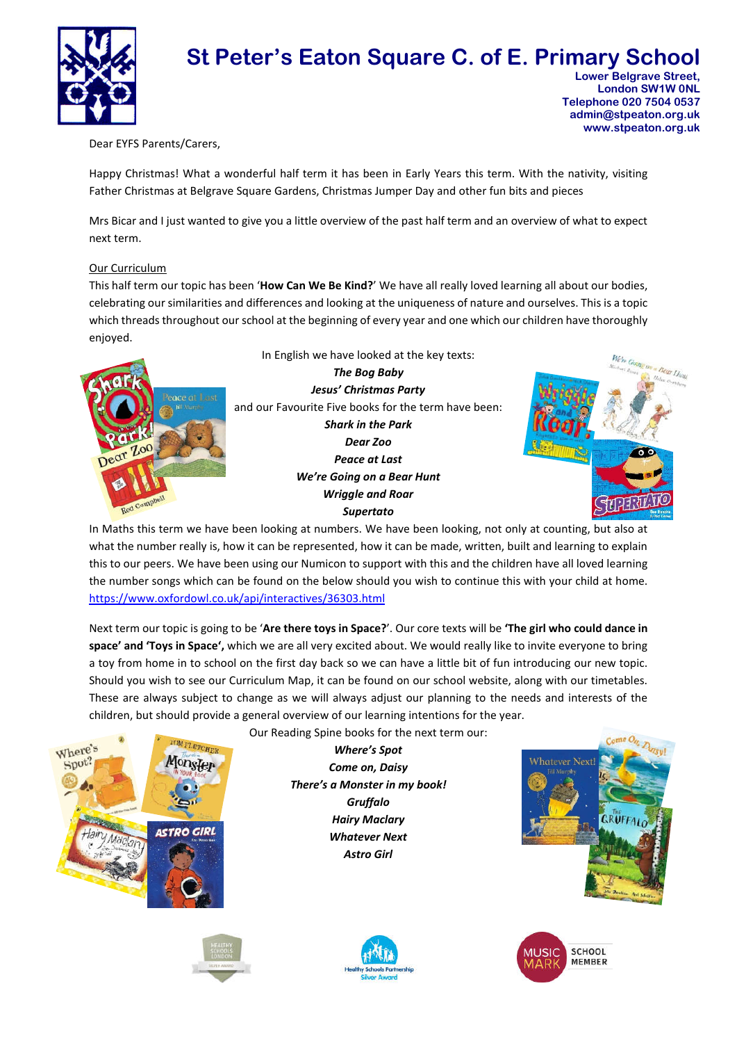# St Peter's Eaton Square C. of E. Primary School

**Lower Belgrave Street,**
**London SW1W 0NL**
**Telephone 020 7504 0537**
**admin@stpeaton.org.uk**
**www.stpeaton.org.uk**

Dear EYFS Parents/Carers,

Happy Christmas! What a wonderful half term it has been in Early Years this term. With the nativity, visiting Father Christmas at Belgrave Square Gardens, Christmas Jumper Day and other fun bits and pieces

Mrs Bicar and I just wanted to give you a little overview of the past half term and an overview of what to expect next term.

Our Curriculum

This half term our topic has been '**How Can We Be Kind?**' We have all really loved learning all about our bodies, celebrating our similarities and differences and looking at the uniqueness of nature and ourselves. This is a topic which threads throughout our school at the beginning of every year and one which our children have thoroughly enjoyed.

In English we have looked at the key texts:

***The Bog Baby***
***Jesus' Christmas Party***

and our Favourite Five books for the term have been:

***Shark in the Park***
***Dear Zoo***
***Peace at Last***
***We're Going on a Bear Hunt***
***Wriggle and Roar***
***Supertato***

In Maths this term we have been looking at numbers. We have been looking, not only at counting, but also at what the number really is, how it can be represented, how it can be made, written, built and learning to explain this to our peers. We have been using our Numicon to support with this and the children have all loved learning the number songs which can be found on the below should you wish to continue this with your child at home. https://www.oxfordowl.co.uk/api/interactives/36303.html

Next term our topic is going to be '**Are there toys in Space?**'. Our core texts will be **'The girl who could dance in space' and 'Toys in Space',** which we are all very excited about. We would really like to invite everyone to bring a toy from home in to school on the first day back so we can have a little bit of fun introducing our new topic. Should you wish to see our Curriculum Map, it can be found on our school website, along with our timetables. These are always subject to change as we will always adjust our planning to the needs and interests of the children, but should provide a general overview of our learning intentions for the year.

Our Reading Spine books for the next term our:

***Where's Spot***
***Come on, Daisy***
***There's a Monster in my book!***
***Gruffalo***
***Hairy Maclary***
***Whatever Next***
***Astro Girl***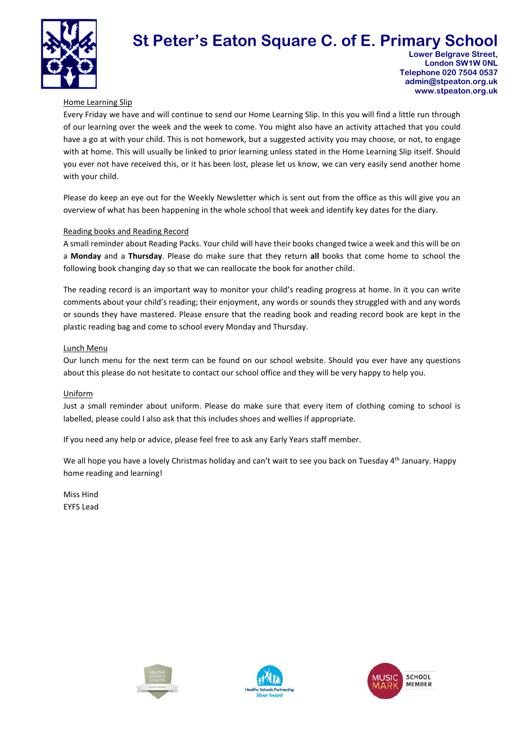# St Peter's Eaton Square C. of E. Primary School

**Lower Belgrave Street,**
**London SW1W 0NL**
**Telephone 020 7504 0537**
**admin@stpeaton.org.uk**
**www.stpeaton.org.uk**

Home Learning Slip

Every Friday we have and will continue to send our Home Learning Slip. In this you will find a little run through of our learning over the week and the week to come. You might also have an activity attached that you could have a go at with your child. This is not homework, but a suggested activity you may choose, or not, to engage with at home. This will usually be linked to prior learning unless stated in the Home Learning Slip itself. Should you ever not have received this, or it has been lost, please let us know, we can very easily send another home with your child.

Please do keep an eye out for the Weekly Newsletter which is sent out from the office as this will give you an overview of what has been happening in the whole school that week and identify key dates for the diary.

Reading books and Reading Record

A small reminder about Reading Packs. Your child will have their books changed twice a week and this will be on a **Monday** and a **Thursday**. Please do make sure that they return **all** books that come home to school the following book changing day so that we can reallocate the book for another child.

The reading record is an important way to monitor your child's reading progress at home. In it you can write comments about your child's reading; their enjoyment, any words or sounds they struggled with and any words or sounds they have mastered. Please ensure that the reading book and reading record book are kept in the plastic reading bag and come to school every Monday and Thursday.

Lunch Menu

Our lunch menu for the next term can be found on our school website. Should you ever have any questions about this please do not hesitate to contact our school office and they will be very happy to help you.

Uniform

Just a small reminder about uniform. Please do make sure that every item of clothing coming to school is labelled, please could I also ask that this includes shoes and wellies if appropriate.

If you need any help or advice, please feel free to ask any Early Years staff member.

We all hope you have a lovely Christmas holiday and can't wait to see you back on Tuesday 4th January. Happy home reading and learning!

Miss Hind
EYFS Lead